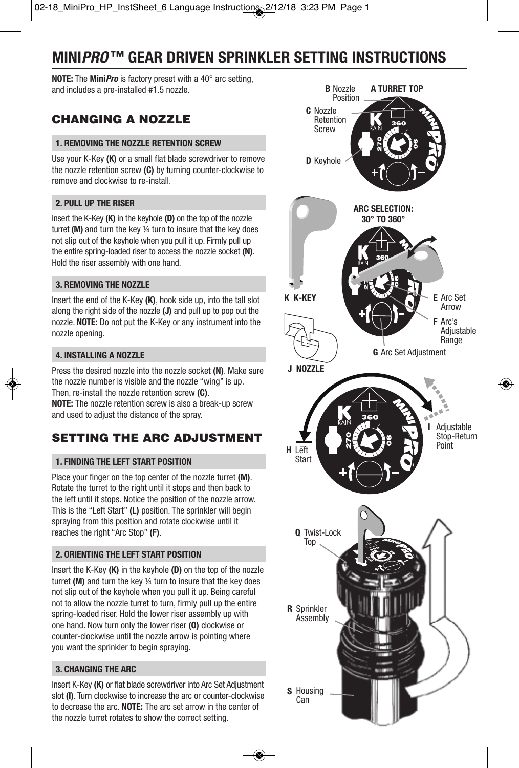# MINI*PRO*™ GEAR DRIVEN SPRINKLER SETTING INSTRUCTIONS

**NOTE:** The **Mini*Pro*** is factory preset with a 40° arc setting, and includes a pre-installed #1.5 nozzle.

## CHANGING A NOZZLE

### 1. REMOVING THE NOZZLE RETENTION SCREW

Use your K-Key **(K)** or a small flat blade screwdriver to remove the nozzle retention screw **(C)** by turning counter-clockwise to remove and clockwise to re-install.

### 2. PULL UP THE RISER

Insert the K-Key **(K)** in the keyhole **(D)** on the top of the nozzle turret **(M)** and turn the key ¼ turn to insure that the key does not slip out of the keyhole when you pull it up. Firmly pull up the entire spring-loaded riser to access the nozzle socket **(N)**. Hold the riser assembly with one hand.

### 3. REMOVING THE NOZZLE

Insert the end of the K-Key **(K)**, hook side up, into the tall slot along the right side of the nozzle **(J)** and pull up to pop out the nozzle. **NOTE:** Do not put the K-Key or any instrument into the nozzle opening.

### 4. INSTALLING A NOZZLE

Press the desired nozzle into the nozzle socket **(N)**. Make sure the nozzle number is visible and the nozzle "wing" is up. Then, re-install the nozzle retention screw **(C)**.
**NOTE:** The nozzle retention screw is also a break-up screw and used to adjust the distance of the spray.

## SETTING THE ARC ADJUSTMENT

### 1. FINDING THE LEFT START POSITION

Place your finger on the top center of the nozzle turret **(M)**. Rotate the turret to the right until it stops and then back to the left until it stops. Notice the position of the nozzle arrow. This is the "Left Start" **(L)** position. The sprinkler will begin spraying from this position and rotate clockwise until it reaches the right "Arc Stop" **(F)**.

### 2. ORIENTING THE LEFT START POSITION

Insert the K-Key **(K)** in the keyhole **(D)** on the top of the nozzle turret **(M)** and turn the key ¼ turn to insure that the key does not slip out of the keyhole when you pull it up. Being careful not to allow the nozzle turret to turn, firmly pull up the entire spring-loaded riser. Hold the lower riser assembly up with one hand. Now turn only the lower riser **(O)** clockwise or counter-clockwise until the nozzle arrow is pointing where you want the sprinkler to begin spraying.

### 3. CHANGING THE ARC

Insert K-Key **(K)** or flat blade screwdriver into Arc Set Adjustment slot **(I)**. Turn clockwise to increase the arc or counter-clockwise to decrease the arc. **NOTE:** The arc set arrow in the center of the nozzle turret rotates to show the correct setting.

**A** TURRET TOP
**B** Nozzle Position
**C** Nozzle Retention Screw
**D** Keyhole

**ARC SELECTION: 30° TO 360°**

**K** K-KEY
**E** Arc Set Arrow
**F** Arc's Adjustable Range
**G** Arc Set Adjustment
**J** NOZZLE

**H** Left Start
**I** Adjustable Stop-Return Point

**Q** Twist-Lock Top
**R** Sprinkler Assembly
**S** Housing Can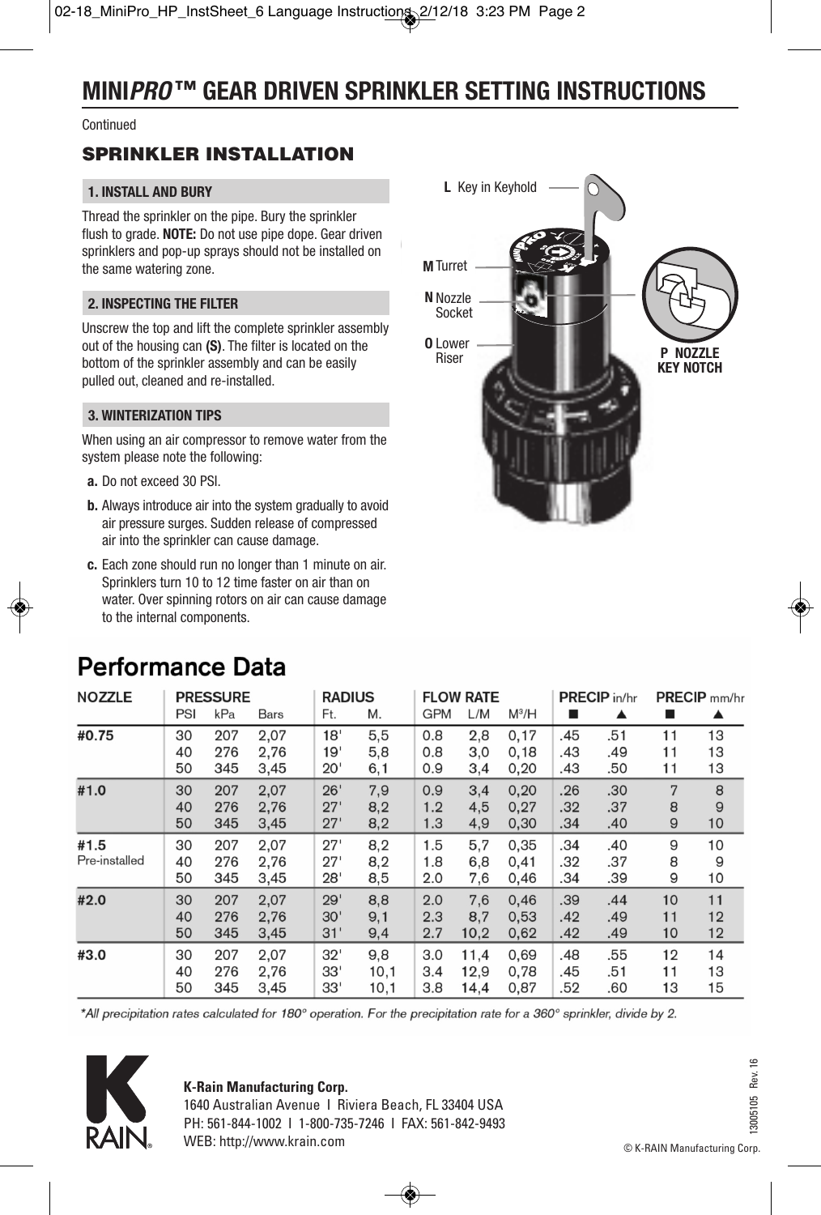# MINI*PRO*™ GEAR DRIVEN SPRINKLER SETTING INSTRUCTIONS

Continued

## SPRINKLER INSTALLATION

### 1. INSTALL AND BURY

Thread the sprinkler on the pipe. Bury the sprinkler flush to grade. **NOTE:** Do not use pipe dope. Gear driven sprinklers and pop-up sprays should not be installed on the same watering zone.

### 2. INSPECTING THE FILTER

Unscrew the top and lift the complete sprinkler assembly out of the housing can **(S)**. The filter is located on the bottom of the sprinkler assembly and can be easily pulled out, cleaned and re-installed.

### 3. WINTERIZATION TIPS

When using an air compressor to remove water from the system please note the following:

- **a.** Do not exceed 30 PSI.
- **b.** Always introduce air into the system gradually to avoid air pressure surges. Sudden release of compressed air into the sprinkler can cause damage.
- **c.** Each zone should run no longer than 1 minute on air. Sprinklers turn 10 to 12 time faster on air than on water. Over spinning rotors on air can cause damage to the internal components.

**L** Key in Keyhold

**M** Turret

**N** Nozzle Socket

**O** Lower Riser

**P NOZZLE KEY NOTCH**

## Performance Data

| NOZZLE | PRESSURE | | | RADIUS | | FLOW RATE | | | PRECIP in/hr | | PRECIP mm/hr | |
|---|---|---|---|---|---|---|---|---|---|---|---|---|
| | PSI | kPa | Bars | Ft. | M. | GPM | L/M | M³/H | ■ | ▲ | ■ | ▲ |
| #0.75 | 30 | 207 | 2,07 | 18' | 5,5 | 0.8 | 2,8 | 0,17 | .45 | .51 | 11 | 13 |
| | 40 | 276 | 2,76 | 19' | 5,8 | 0.8 | 3,0 | 0,18 | .43 | .49 | 11 | 13 |
| | 50 | 345 | 3,45 | 20' | 6,1 | 0.9 | 3,4 | 0,20 | .43 | .50 | 11 | 13 |
| #1.0 | 30 | 207 | 2,07 | 26' | 7,9 | 0.9 | 3,4 | 0,20 | .26 | .30 | 7 | 8 |
| | 40 | 276 | 2,76 | 27' | 8,2 | 1.2 | 4,5 | 0,27 | .32 | .37 | 8 | 9 |
| | 50 | 345 | 3,45 | 27' | 8,2 | 1.3 | 4,9 | 0,30 | .34 | .40 | 9 | 10 |
| #1.5 Pre-installed | 30 | 207 | 2,07 | 27' | 8,2 | 1.5 | 5,7 | 0,35 | .34 | .40 | 9 | 10 |
| | 40 | 276 | 2,76 | 27' | 8,2 | 1.8 | 6,8 | 0,41 | .32 | .37 | 8 | 9 |
| | 50 | 345 | 3,45 | 28' | 8,5 | 2.0 | 7,6 | 0,46 | .34 | .39 | 9 | 10 |
| #2.0 | 30 | 207 | 2,07 | 29' | 8,8 | 2.0 | 7,6 | 0,46 | .39 | .44 | 10 | 11 |
| | 40 | 276 | 2,76 | 30' | 9,1 | 2.3 | 8,7 | 0,53 | .42 | .49 | 11 | 12 |
| | 50 | 345 | 3,45 | 31' | 9,4 | 2.7 | 10,2 | 0,62 | .42 | .49 | 10 | 12 |
| #3.0 | 30 | 207 | 2,07 | 32' | 9,8 | 3.0 | 11,4 | 0,69 | .48 | .55 | 12 | 14 |
| | 40 | 276 | 2,76 | 33' | 10,1 | 3.4 | 12,9 | 0,78 | .45 | .51 | 11 | 13 |
| | 50 | 345 | 3,45 | 33' | 10,1 | 3.8 | 14,4 | 0,87 | .52 | .60 | 13 | 15 |

*All precipitation rates calculated for 180° operation. For the precipitation rate for a 360° sprinkler, divide by 2.

**K-Rain Manufacturing Corp.**
1640 Australian Avenue I Riviera Beach, FL 33404 USA
PH: 561-844-1002 I 1-800-735-7246 I FAX: 561-842-9493
WEB: http://www.krain.com

© K-RAIN Manufacturing Corp.

13005105 Rev. 16